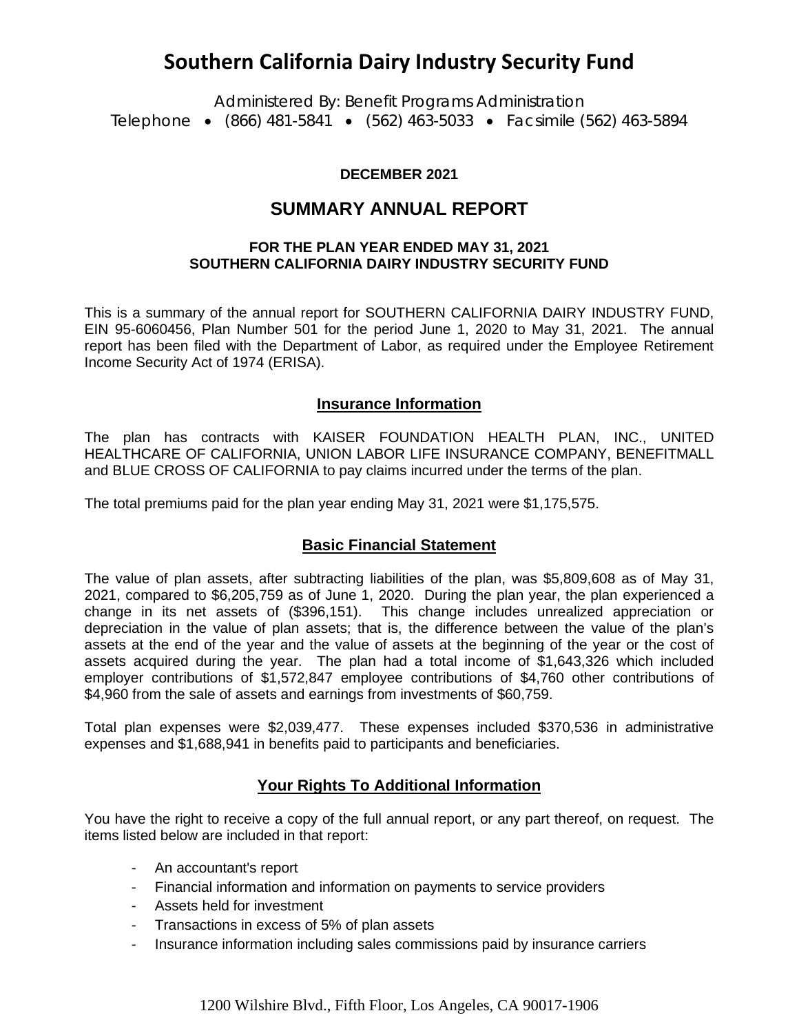# Southern California Dairy Industry Security Fund

Administered By: Benefit Programs Administration

Telephone • (866) 481-5841 • (562) 463-5033 • Facsimile (562) 463-5894

**DECEMBER 2021**

## SUMMARY ANNUAL REPORT

**FOR THE PLAN YEAR ENDED MAY 31, 2021**
**SOUTHERN CALIFORNIA DAIRY INDUSTRY SECURITY FUND**

This is a summary of the annual report for SOUTHERN CALIFORNIA DAIRY INDUSTRY FUND, EIN 95-6060456, Plan Number 501 for the period June 1, 2020 to May 31, 2021. The annual report has been filed with the Department of Labor, as required under the Employee Retirement Income Security Act of 1974 (ERISA).

### Insurance Information

The plan has contracts with KAISER FOUNDATION HEALTH PLAN, INC., UNITED HEALTHCARE OF CALIFORNIA, UNION LABOR LIFE INSURANCE COMPANY, BENEFITMALL and BLUE CROSS OF CALIFORNIA to pay claims incurred under the terms of the plan.

The total premiums paid for the plan year ending May 31, 2021 were $1,175,575.

### Basic Financial Statement

The value of plan assets, after subtracting liabilities of the plan, was $5,809,608 as of May 31, 2021, compared to $6,205,759 as of June 1, 2020. During the plan year, the plan experienced a change in its net assets of ($396,151). This change includes unrealized appreciation or depreciation in the value of plan assets; that is, the difference between the value of the plan's assets at the end of the year and the value of assets at the beginning of the year or the cost of assets acquired during the year. The plan had a total income of $1,643,326 which included employer contributions of $1,572,847 employee contributions of $4,760 other contributions of $4,960 from the sale of assets and earnings from investments of $60,759.

Total plan expenses were $2,039,477. These expenses included $370,536 in administrative expenses and $1,688,941 in benefits paid to participants and beneficiaries.

### Your Rights To Additional Information

You have the right to receive a copy of the full annual report, or any part thereof, on request. The items listed below are included in that report:

- An accountant's report
- Financial information and information on payments to service providers
- Assets held for investment
- Transactions in excess of 5% of plan assets
- Insurance information including sales commissions paid by insurance carriers

1200 Wilshire Blvd., Fifth Floor, Los Angeles, CA 90017-1906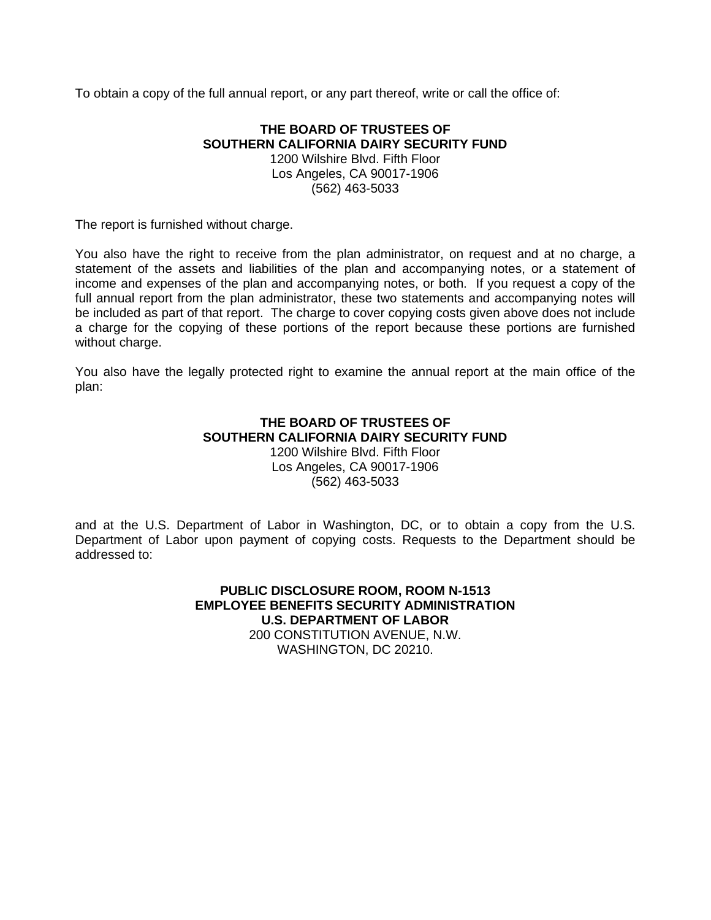To obtain a copy of the full annual report, or any part thereof, write or call the office of:

**THE BOARD OF TRUSTEES OF**
**SOUTHERN CALIFORNIA DAIRY SECURITY FUND**
1200 Wilshire Blvd. Fifth Floor
Los Angeles, CA 90017-1906
(562) 463-5033

The report is furnished without charge.

You also have the right to receive from the plan administrator, on request and at no charge, a statement of the assets and liabilities of the plan and accompanying notes, or a statement of income and expenses of the plan and accompanying notes, or both. If you request a copy of the full annual report from the plan administrator, these two statements and accompanying notes will be included as part of that report. The charge to cover copying costs given above does not include a charge for the copying of these portions of the report because these portions are furnished without charge.

You also have the legally protected right to examine the annual report at the main office of the plan:

**THE BOARD OF TRUSTEES OF**
**SOUTHERN CALIFORNIA DAIRY SECURITY FUND**
1200 Wilshire Blvd. Fifth Floor
Los Angeles, CA 90017-1906
(562) 463-5033

and at the U.S. Department of Labor in Washington, DC, or to obtain a copy from the U.S. Department of Labor upon payment of copying costs. Requests to the Department should be addressed to:

**PUBLIC DISCLOSURE ROOM, ROOM N-1513**
**EMPLOYEE BENEFITS SECURITY ADMINISTRATION**
**U.S. DEPARTMENT OF LABOR**
200 CONSTITUTION AVENUE, N.W.
WASHINGTON, DC 20210.